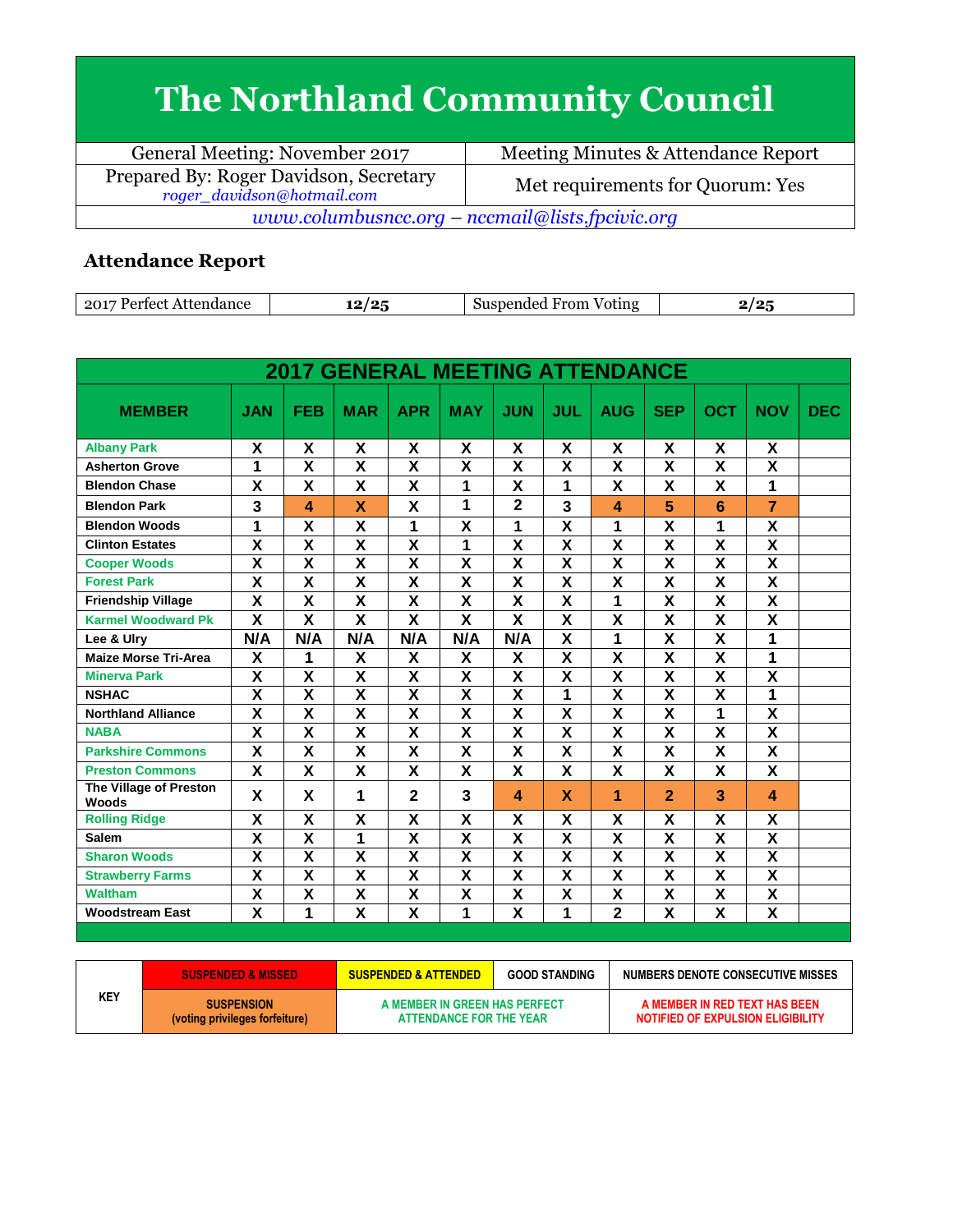# The Northland Community Council

| General Meeting: November 2017 | Meeting Minutes & Attendance Report |
|---|---|
| Prepared By: Roger Davidson, Secretary *roger_davidson@hotmail.com* | Met requirements for Quorum: Yes |

*www.columbusncc.org – nccmail@lists.fpcivic.org*

## Attendance Report

| 2017 Perfect Attendance | 12/25 | Suspended From Voting | 2/25 |
|---|---|---|---|

**2017 GENERAL MEETING ATTENDANCE**

| MEMBER | JAN | FEB | MAR | APR | MAY | JUN | JUL | AUG | SEP | OCT | NOV | DEC |
|---|---|---|---|---|---|---|---|---|---|---|---|---|
| Albany Park | X | X | X | X | X | X | X | X | X | X | X | |
| Asherton Grove | 1 | X | X | X | X | X | X | X | X | X | X | |
| Blendon Chase | X | X | X | X | 1 | X | 1 | X | X | X | 1 | |
| Blendon Park | 3 | 4 | X | X | 1 | 2 | 3 | 4 | 5 | 6 | 7 | |
| Blendon Woods | 1 | X | X | 1 | X | 1 | X | 1 | X | 1 | X | |
| Clinton Estates | X | X | X | X | 1 | X | X | X | X | X | X | |
| Cooper Woods | X | X | X | X | X | X | X | X | X | X | X | |
| Forest Park | X | X | X | X | X | X | X | X | X | X | X | |
| Friendship Village | X | X | X | X | X | X | X | 1 | X | X | X | |
| Karmel Woodward Pk | X | X | X | X | X | X | X | X | X | X | X | |
| Lee & Ulry | N/A | N/A | N/A | N/A | N/A | N/A | X | 1 | X | X | 1 | |
| Maize Morse Tri-Area | X | 1 | X | X | X | X | X | X | X | X | 1 | |
| Minerva Park | X | X | X | X | X | X | X | X | X | X | X | |
| NSHAC | X | X | X | X | X | X | 1 | X | X | X | 1 | |
| Northland Alliance | X | X | X | X | X | X | X | X | X | 1 | X | |
| NABA | X | X | X | X | X | X | X | X | X | X | X | |
| Parkshire Commons | X | X | X | X | X | X | X | X | X | X | X | |
| Preston Commons | X | X | X | X | X | X | X | X | X | X | X | |
| The Village of Preston Woods | X | X | 1 | 2 | 3 | 4 | X | 1 | 2 | 3 | 4 | |
| Rolling Ridge | X | X | X | X | X | X | X | X | X | X | X | |
| Salem | X | X | 1 | X | X | X | X | X | X | X | X | |
| Sharon Woods | X | X | X | X | X | X | X | X | X | X | X | |
| Strawberry Farms | X | X | X | X | X | X | X | X | X | X | X | |
| Waltham | X | X | X | X | X | X | X | X | X | X | X | |
| Woodstream East | X | 1 | X | X | 1 | X | 1 | 2 | X | X | X | |

| KEY | | | | |
|---|---|---|---|---|
| | SUSPENDED & MISSED | SUSPENDED & ATTENDED | GOOD STANDING | NUMBERS DENOTE CONSECUTIVE MISSES |
| | SUSPENSION (voting privileges forfeiture) | A MEMBER IN GREEN HAS PERFECT ATTENDANCE FOR THE YEAR | | A MEMBER IN RED TEXT HAS BEEN NOTIFIED OF EXPULSION ELIGIBILITY |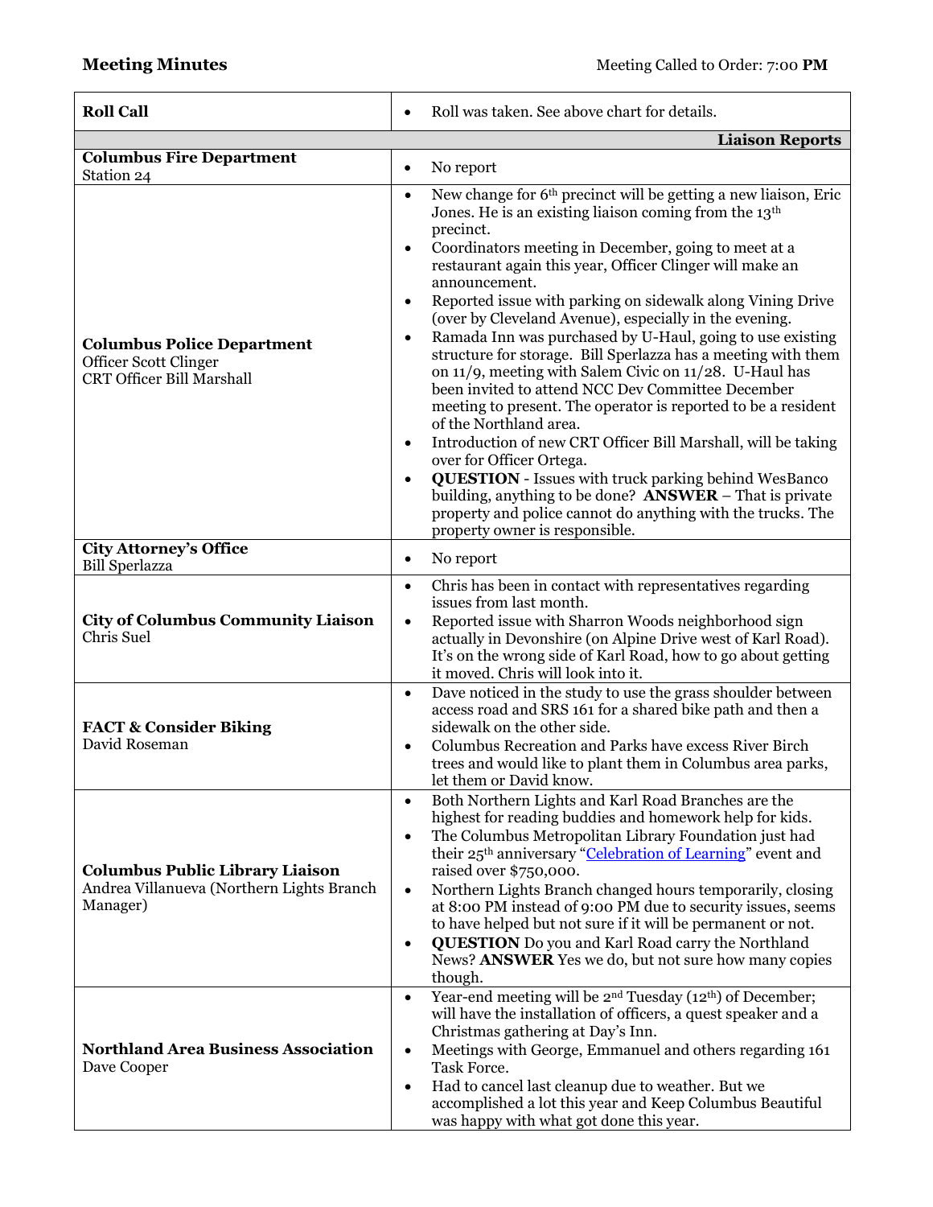**Meeting Minutes** — Meeting Called to Order: 7:00 **PM**

| | |
|---|---|
| **Roll Call** | • Roll was taken. See above chart for details. |
| | **Liaison Reports** |
| **Columbus Fire Department**<br>Station 24 | • No report |
| **Columbus Police Department**<br>Officer Scott Clinger<br>CRT Officer Bill Marshall | • New change for 6th precinct will be getting a new liaison, Eric Jones. He is an existing liaison coming from the 13th precinct.<br>• Coordinators meeting in December, going to meet at a restaurant again this year, Officer Clinger will make an announcement.<br>• Reported issue with parking on sidewalk along Vining Drive (over by Cleveland Avenue), especially in the evening.<br>• Ramada Inn was purchased by U-Haul, going to use existing structure for storage. Bill Sperlazza has a meeting with them on 11/9, meeting with Salem Civic on 11/28. U-Haul has been invited to attend NCC Dev Committee December meeting to present. The operator is reported to be a resident of the Northland area.<br>• Introduction of new CRT Officer Bill Marshall, will be taking over for Officer Ortega.<br>• **QUESTION** - Issues with truck parking behind WesBanco building, anything to be done? **ANSWER** – That is private property and police cannot do anything with the trucks. The property owner is responsible. |
| **City Attorney's Office**<br>Bill Sperlazza | • No report |
| **City of Columbus Community Liaison**<br>Chris Suel | • Chris has been in contact with representatives regarding issues from last month.<br>• Reported issue with Sharron Woods neighborhood sign actually in Devonshire (on Alpine Drive west of Karl Road). It's on the wrong side of Karl Road, how to go about getting it moved. Chris will look into it. |
| **FACT & Consider Biking**<br>David Roseman | • Dave noticed in the study to use the grass shoulder between access road and SRS 161 for a shared bike path and then a sidewalk on the other side.<br>• Columbus Recreation and Parks have excess River Birch trees and would like to plant them in Columbus area parks, let them or David know. |
| **Columbus Public Library Liaison**<br>Andrea Villanueva (Northern Lights Branch Manager) | • Both Northern Lights and Karl Road Branches are the highest for reading buddies and homework help for kids.<br>• The Columbus Metropolitan Library Foundation just had their 25th anniversary "Celebration of Learning" event and raised over $750,000.<br>• Northern Lights Branch changed hours temporarily, closing at 8:00 PM instead of 9:00 PM due to security issues, seems to have helped but not sure if it will be permanent or not.<br>• **QUESTION** Do you and Karl Road carry the Northland News? **ANSWER** Yes we do, but not sure how many copies though. |
| **Northland Area Business Association**<br>Dave Cooper | • Year-end meeting will be 2nd Tuesday (12th) of December; will have the installation of officers, a quest speaker and a Christmas gathering at Day's Inn.<br>• Meetings with George, Emmanuel and others regarding 161 Task Force.<br>• Had to cancel last cleanup due to weather. But we accomplished a lot this year and Keep Columbus Beautiful was happy with what got done this year. |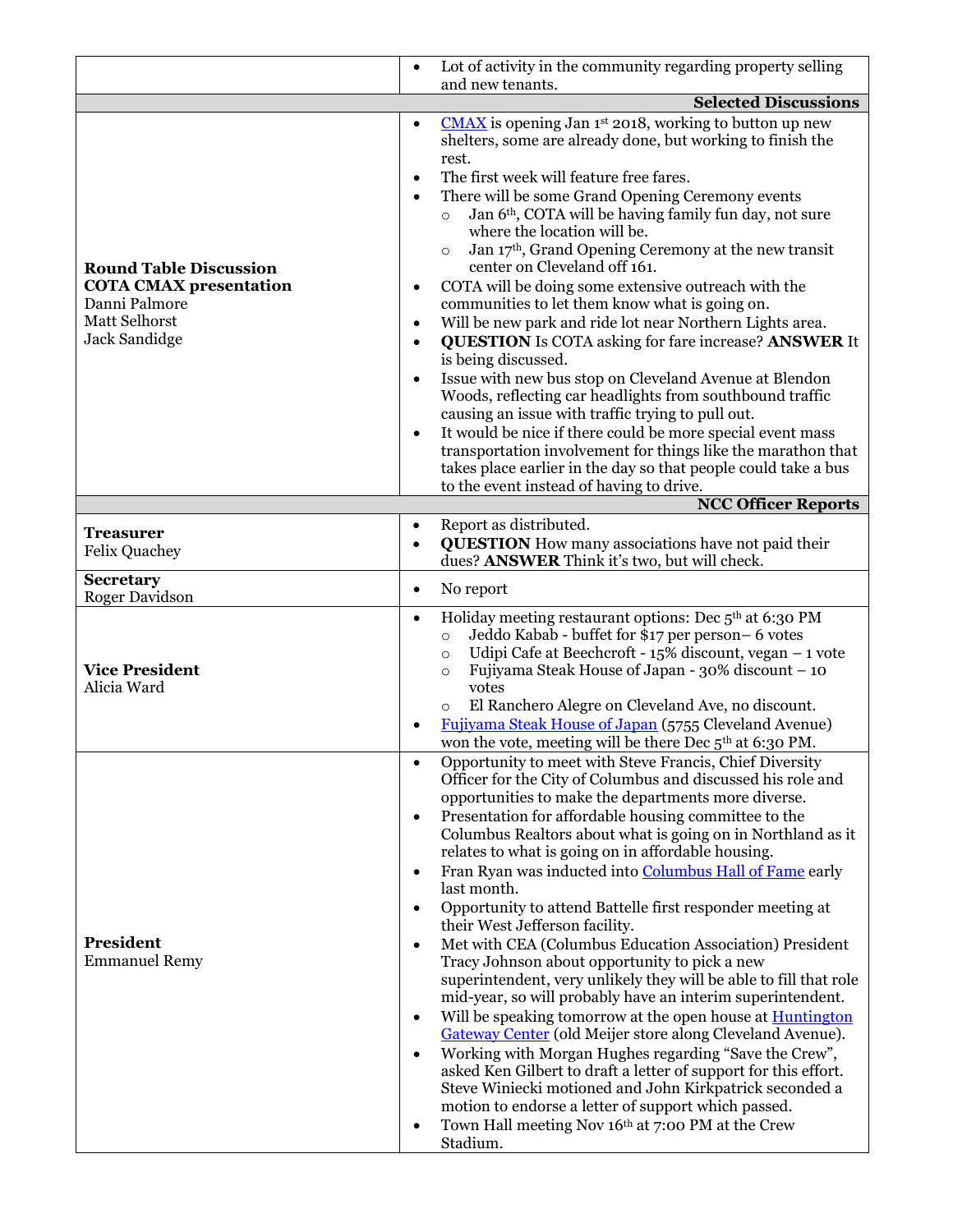| | |
|---|---|
| | • Lot of activity in the community regarding property selling and new tenants. |
| | **Selected Discussions** |
| **Round Table Discussion**<br>**COTA CMAX presentation**<br>Danni Palmore<br>Matt Selhorst<br>Jack Sandidge | • CMAX is opening Jan 1st 2018, working to button up new shelters, some are already done, but working to finish the rest.<br>• The first week will feature free fares.<br>• There will be some Grand Opening Ceremony events<br>  ○ Jan 6th, COTA will be having family fun day, not sure where the location will be.<br>  ○ Jan 17th, Grand Opening Ceremony at the new transit center on Cleveland off 161.<br>• COTA will be doing some extensive outreach with the communities to let them know what is going on.<br>• Will be new park and ride lot near Northern Lights area.<br>• **QUESTION** Is COTA asking for fare increase? **ANSWER** It is being discussed.<br>• Issue with new bus stop on Cleveland Avenue at Blendon Woods, reflecting car headlights from southbound traffic causing an issue with traffic trying to pull out.<br>• It would be nice if there could be more special event mass transportation involvement for things like the marathon that takes place earlier in the day so that people could take a bus to the event instead of having to drive. |
| | **NCC Officer Reports** |
| **Treasurer**<br>Felix Quachey | • Report as distributed.<br>• **QUESTION** How many associations have not paid their dues? **ANSWER** Think it's two, but will check. |
| **Secretary**<br>Roger Davidson | • No report |
| **Vice President**<br>Alicia Ward | • Holiday meeting restaurant options: Dec 5th at 6:30 PM<br>  ○ Jeddo Kabab - buffet for $17 per person– 6 votes<br>  ○ Udipi Cafe at Beechcroft - 15% discount, vegan – 1 vote<br>  ○ Fujiyama Steak House of Japan - 30% discount – 10 votes<br>  ○ El Ranchero Alegre on Cleveland Ave, no discount.<br>• Fujiyama Steak House of Japan (5755 Cleveland Avenue) won the vote, meeting will be there Dec 5th at 6:30 PM. |
| **President**<br>Emmanuel Remy | • Opportunity to meet with Steve Francis, Chief Diversity Officer for the City of Columbus and discussed his role and opportunities to make the departments more diverse.<br>• Presentation for affordable housing committee to the Columbus Realtors about what is going on in Northland as it relates to what is going on in affordable housing.<br>• Fran Ryan was inducted into Columbus Hall of Fame early last month.<br>• Opportunity to attend Battelle first responder meeting at their West Jefferson facility.<br>• Met with CEA (Columbus Education Association) President Tracy Johnson about opportunity to pick a new superintendent, very unlikely they will be able to fill that role mid-year, so will probably have an interim superintendent.<br>• Will be speaking tomorrow at the open house at Huntington Gateway Center (old Meijer store along Cleveland Avenue).<br>• Working with Morgan Hughes regarding "Save the Crew", asked Ken Gilbert to draft a letter of support for this effort. Steve Winiecki motioned and John Kirkpatrick seconded a motion to endorse a letter of support which passed.<br>• Town Hall meeting Nov 16th at 7:00 PM at the Crew Stadium. |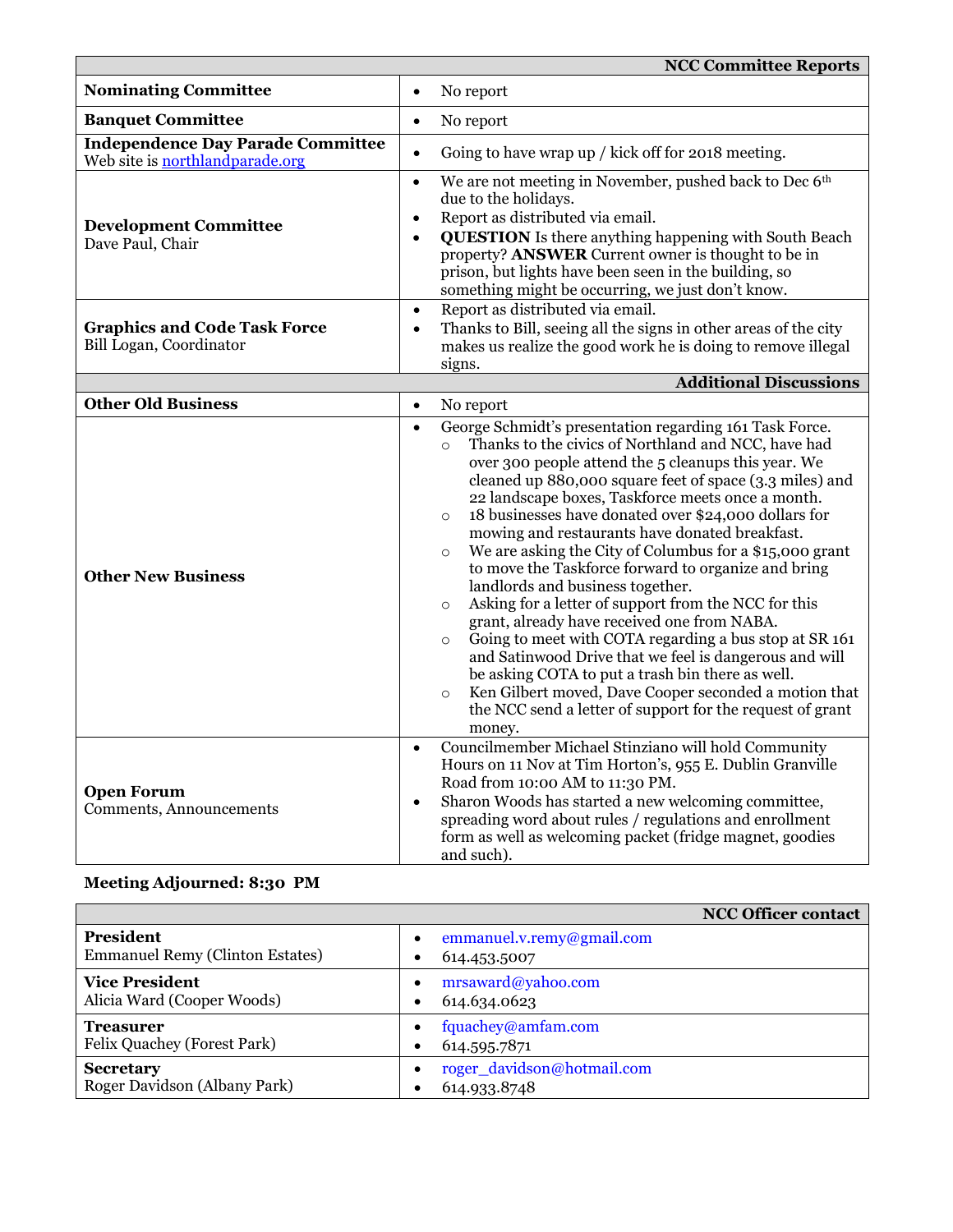| | |
|---|---|
| | **NCC Committee Reports** |
| **Nominating Committee** | • No report |
| **Banquet Committee** | • No report |
| **Independence Day Parade Committee**<br>Web site is northlandparade.org | • Going to have wrap up / kick off for 2018 meeting. |
| **Development Committee**<br>Dave Paul, Chair | • We are not meeting in November, pushed back to Dec 6th due to the holidays.<br>• Report as distributed via email.<br>• **QUESTION** Is there anything happening with South Beach property? **ANSWER** Current owner is thought to be in prison, but lights have been seen in the building, so something might be occurring, we just don't know. |
| **Graphics and Code Task Force**<br>Bill Logan, Coordinator | • Report as distributed via email.<br>• Thanks to Bill, seeing all the signs in other areas of the city makes us realize the good work he is doing to remove illegal signs. |
| | **Additional Discussions** |
| **Other Old Business** | • No report |
| **Other New Business** | • George Schmidt's presentation regarding 161 Task Force.<br>  ○ Thanks to the civics of Northland and NCC, have had over 300 people attend the 5 cleanups this year. We cleaned up 880,000 square feet of space (3.3 miles) and 22 landscape boxes, Taskforce meets once a month.<br>  ○ 18 businesses have donated over $24,000 dollars for mowing and restaurants have donated breakfast.<br>  ○ We are asking the City of Columbus for a $15,000 grant to move the Taskforce forward to organize and bring landlords and business together.<br>  ○ Asking for a letter of support from the NCC for this grant, already have received one from NABA.<br>  ○ Going to meet with COTA regarding a bus stop at SR 161 and Satinwood Drive that we feel is dangerous and will be asking COTA to put a trash bin there as well.<br>  ○ Ken Gilbert moved, Dave Cooper seconded a motion that the NCC send a letter of support for the request of grant money. |
| **Open Forum**<br>Comments, Announcements | • Councilmember Michael Stinziano will hold Community Hours on 11 Nov at Tim Horton's, 955 E. Dublin Granville Road from 10:00 AM to 11:30 PM.<br>• Sharon Woods has started a new welcoming committee, spreading word about rules / regulations and enrollment form as well as welcoming packet (fridge magnet, goodies and such). |

**Meeting Adjourned: 8:30 PM**

| | |
|---|---|
| | **NCC Officer contact** |
| **President**<br>Emmanuel Remy (Clinton Estates) | • emmanuel.v.remy@gmail.com<br>• 614.453.5007 |
| **Vice President**<br>Alicia Ward (Cooper Woods) | • mrsaward@yahoo.com<br>• 614.634.0623 |
| **Treasurer**<br>Felix Quachey (Forest Park) | • fquachey@amfam.com<br>• 614.595.7871 |
| **Secretary**<br>Roger Davidson (Albany Park) | • roger_davidson@hotmail.com<br>• 614.933.8748 |